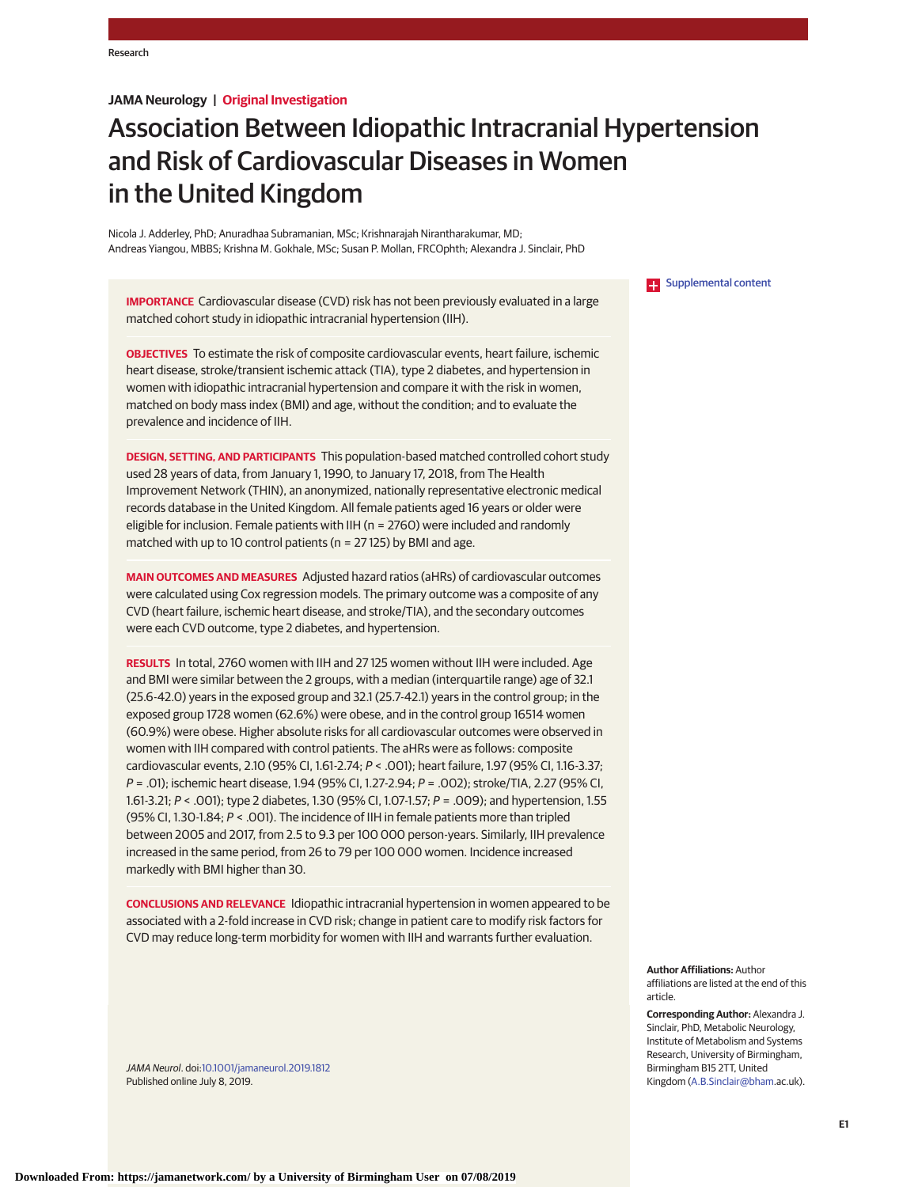JAMA Neurology | Original Investigation

# Association Between Idiopathic Intracranial Hypertension and Risk of Cardiovascular Diseases in Women in the United Kingdom

Nicola J. Adderley, PhD; Anuradhaa Subramanian, MSc; Krishnarajah Nirantharakumar, MD; Andreas Yiangou, MBBS; Krishna M. Gokhale, MSc; Susan P. Mollan, FRCOphth; Alexandra J. Sinclair, PhD

**IMPORTANCE** Cardiovascular disease (CVD) risk has not been previously evaluated in a large matched cohort study in idiopathic intracranial hypertension (IIH).

**OBJECTIVES** To estimate the risk of composite cardiovascular events, heart failure, ischemic heart disease, stroke/transient ischemic attack (TIA), type 2 diabetes, and hypertension in women with idiopathic intracranial hypertension and compare it with the risk in women, matched on body mass index (BMI) and age, without the condition; and to evaluate the prevalence and incidence of IIH.

**DESIGN, SETTING, AND PARTICIPANTS** This population-based matched controlled cohort study used 28 years of data, from January 1, 1990, to January 17, 2018, from The Health Improvement Network (THIN), an anonymized, nationally representative electronic medical records database in the United Kingdom. All female patients aged 16 years or older were eligible for inclusion. Female patients with IIH (n = 2760) were included and randomly matched with up to 10 control patients (n = 27 125) by BMI and age.

**MAIN OUTCOMES AND MEASURES** Adjusted hazard ratios (aHRs) of cardiovascular outcomes were calculated using Cox regression models. The primary outcome was a composite of any CVD (heart failure, ischemic heart disease, and stroke/TIA), and the secondary outcomes were each CVD outcome, type 2 diabetes, and hypertension.

**RESULTS** In total, 2760 women with IIH and 27 125 women without IIH were included. Age and BMI were similar between the 2 groups, with a median (interquartile range) age of 32.1 (25.6-42.0) years in the exposed group and 32.1 (25.7-42.1) years in the control group; in the exposed group 1728 women (62.6%) were obese, and in the control group 16 514 women (60.9%) were obese. Higher absolute risks for all cardiovascular outcomes were observed in women with IIH compared with control patients. The aHRs were as follows: composite cardiovascular events, 2.10 (95% CI, 1.61-2.74; *P* < .001); heart failure, 1.97 (95% CI, 1.16-3.37; *P* = .01); ischemic heart disease, 1.94 (95% CI, 1.27-2.94; *P* = .002); stroke/TIA, 2.27 (95% CI, 1.61-3.21; *P* < .001); type 2 diabetes, 1.30 (95% CI, 1.07-1.57; *P* = .009); and hypertension, 1.55 (95% CI, 1.30-1.84; *P* < .001). The incidence of IIH in female patients more than tripled between 2005 and 2017, from 2.5 to 9.3 per 100 000 person-years. Similarly, IIH prevalence increased in the same period, from 26 to 79 per 100 000 women. Incidence increased markedly with BMI higher than 30.

**CONCLUSIONS AND RELEVANCE** Idiopathic intracranial hypertension in women appeared to be associated with a 2-fold increase in CVD risk; change in patient care to modify risk factors for CVD may reduce long-term morbidity for women with IIH and warrants further evaluation.

*JAMA Neurol*. doi:10.1001/jamaneurol.2019.1812
Published online July 8, 2019.

Supplemental content

**Author Affiliations:** Author affiliations are listed at the end of this article.

**Corresponding Author:** Alexandra J. Sinclair, PhD, Metabolic Neurology, Institute of Metabolism and Systems Research, University of Birmingham, Birmingham B15 2TT, United Kingdom (A.B.Sinclair@bham.ac.uk).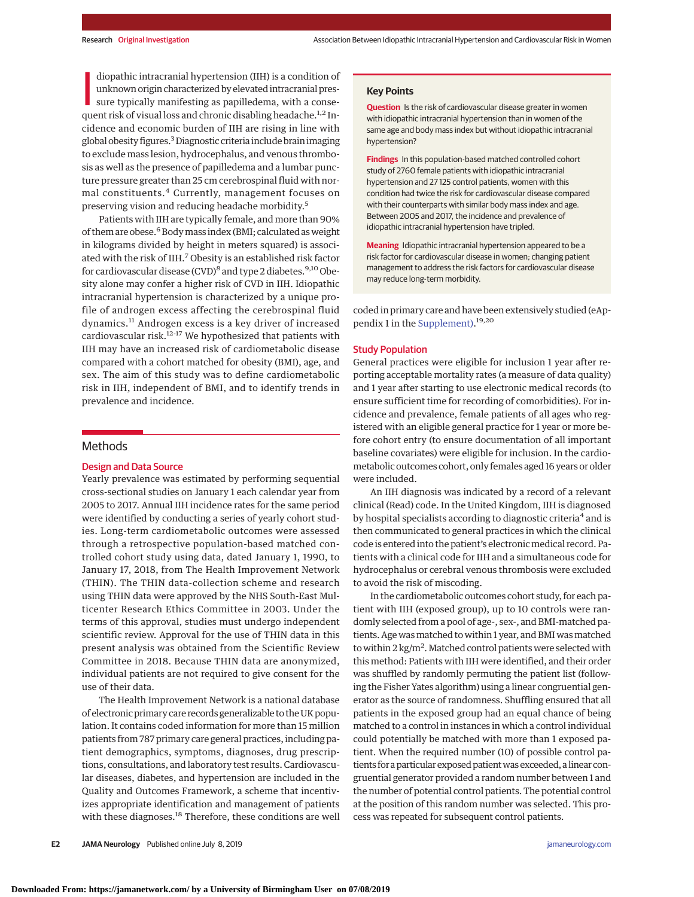Idiopathic intracranial hypertension (IIH) is a condition of unknown origin characterized by elevated intracranial pressure typically manifesting as papilledema, with a consequent risk of visual loss and chronic disabling headache.[1,2] Incidence and economic burden of IIH are rising in line with global obesity figures.[3] Diagnostic criteria include brain imaging to exclude mass lesion, hydrocephalus, and venous thrombosis as well as the presence of papilledema and a lumbar puncture pressure greater than 25 cm cerebrospinal fluid with normal constituents.[4] Currently, management focuses on preserving vision and reducing headache morbidity.[5]

Patients with IIH are typically female, and more than 90% of them are obese.[6] Body mass index (BMI; calculated as weight in kilograms divided by height in meters squared) is associated with the risk of IIH.[7] Obesity is an established risk factor for cardiovascular disease (CVD)[8] and type 2 diabetes.[9,10] Obesity alone may confer a higher risk of CVD in IIH. Idiopathic intracranial hypertension is characterized by a unique profile of androgen excess affecting the cerebrospinal fluid dynamics.[11] Androgen excess is a key driver of increased cardiovascular risk.[12-17] We hypothesized that patients with IIH may have an increased risk of cardiometabolic disease compared with a cohort matched for obesity (BMI), age, and sex. The aim of this study was to define cardiometabolic risk in IIH, independent of BMI, and to identify trends in prevalence and incidence.

> **Key Points**
>
> **Question** Is the risk of cardiovascular disease greater in women with idiopathic intracranial hypertension than in women of the same age and body mass index but without idiopathic intracranial hypertension?
>
> **Findings** In this population-based matched controlled cohort study of 2760 female patients with idiopathic intracranial hypertension and 27 125 control patients, women with this condition had twice the risk for cardiovascular disease compared with their counterparts with similar body mass index and age. Between 2005 and 2017, the incidence and prevalence of idiopathic intracranial hypertension have tripled.
>
> **Meaning** Idiopathic intracranial hypertension appeared to be a risk factor for cardiovascular disease in women; changing patient management to address the risk factors for cardiovascular disease may reduce long-term morbidity.

## Methods

### Design and Data Source

Yearly prevalence was estimated by performing sequential cross-sectional studies on January 1 each calendar year from 2005 to 2017. Annual IIH incidence rates for the same period were identified by conducting a series of yearly cohort studies. Long-term cardiometabolic outcomes were assessed through a retrospective population-based matched controlled cohort study using data, dated January 1, 1990, to January 17, 2018, from The Health Improvement Network (THIN). The THIN data-collection scheme and research using THIN data were approved by the NHS South-East Multicenter Research Ethics Committee in 2003. Under the terms of this approval, studies must undergo independent scientific review. Approval for the use of THIN data in this present analysis was obtained from the Scientific Review Committee in 2018. Because THIN data are anonymized, individual patients are not required to give consent for the use of their data.

The Health Improvement Network is a national database of electronic primary care records generalizable to the UK population. It contains coded information for more than 15 million patients from 787 primary care general practices, including patient demographics, symptoms, diagnoses, drug prescriptions, consultations, and laboratory test results. Cardiovascular diseases, diabetes, and hypertension are included in the Quality and Outcomes Framework, a scheme that incentivizes appropriate identification and management of patients with these diagnoses.[18] Therefore, these conditions are well coded in primary care and have been extensively studied (eAppendix 1 in the Supplement).[19,20]

### Study Population

General practices were eligible for inclusion 1 year after reporting acceptable mortality rates (a measure of data quality) and 1 year after starting to use electronic medical records (to ensure sufficient time for recording of comorbidities). For incidence and prevalence, female patients of all ages who registered with an eligible general practice for 1 year or more before cohort entry (to ensure documentation of all important baseline covariates) were eligible for inclusion. In the cardiometabolic outcomes cohort, only females aged 16 years or older were included.

An IIH diagnosis was indicated by a record of a relevant clinical (Read) code. In the United Kingdom, IIH is diagnosed by hospital specialists according to diagnostic criteria[4] and is then communicated to general practices in which the clinical code is entered into the patient's electronic medical record. Patients with a clinical code for IIH and a simultaneous code for hydrocephalus or cerebral venous thrombosis were excluded to avoid the risk of miscoding.

In the cardiometabolic outcomes cohort study, for each patient with IIH (exposed group), up to 10 controls were randomly selected from a pool of age-, sex-, and BMI-matched patients. Age was matched to within 1 year, and BMI was matched to within 2 kg/m$^2$. Matched control patients were selected with this method: Patients with IIH were identified, and their order was shuffled by randomly permuting the patient list (following the Fisher Yates algorithm) using a linear congruential generator as the source of randomness. Shuffling ensured that all patients in the exposed group had an equal chance of being matched to a control in instances in which a control individual could potentially be matched with more than 1 exposed patient. When the required number (10) of possible control patients for a particular exposed patient was exceeded, a linear congruential generator provided a random number between 1 and the number of potential control patients. The potential control at the position of this random number was selected. This process was repeated for subsequent control patients.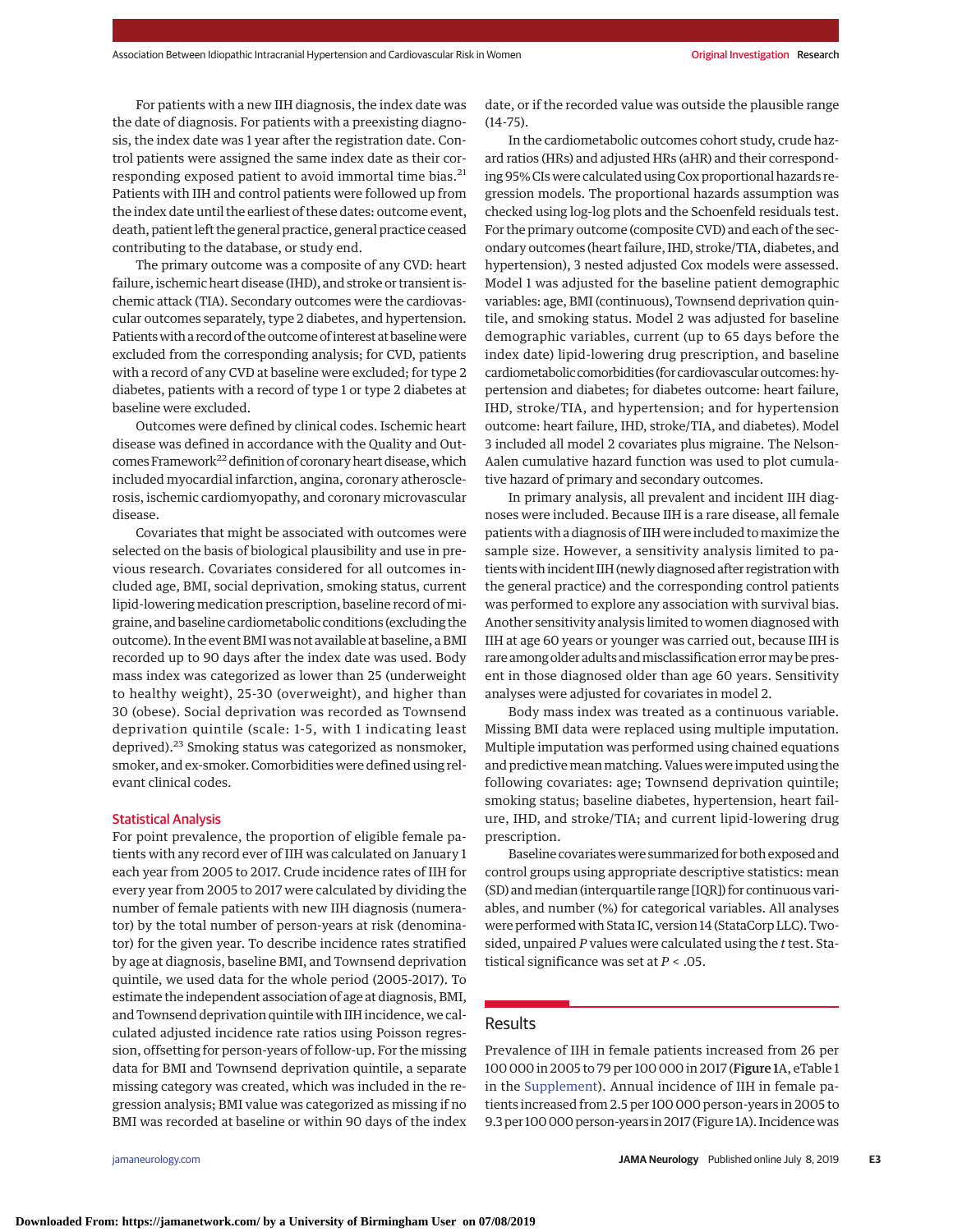For patients with a new IIH diagnosis, the index date was the date of diagnosis. For patients with a preexisting diagnosis, the index date was 1 year after the registration date. Control patients were assigned the same index date as their corresponding exposed patient to avoid immortal time bias.[21] Patients with IIH and control patients were followed up from the index date until the earliest of these dates: outcome event, death, patient left the general practice, general practice ceased contributing to the database, or study end.

The primary outcome was a composite of any CVD: heart failure, ischemic heart disease (IHD), and stroke or transient ischemic attack (TIA). Secondary outcomes were the cardiovascular outcomes separately, type 2 diabetes, and hypertension. Patients with a record of the outcome of interest at baseline were excluded from the corresponding analysis; for CVD, patients with a record of any CVD at baseline were excluded; for type 2 diabetes, patients with a record of type 1 or type 2 diabetes at baseline were excluded.

Outcomes were defined by clinical codes. Ischemic heart disease was defined in accordance with the Quality and Outcomes Framework[22] definition of coronary heart disease, which included myocardial infarction, angina, coronary atherosclerosis, ischemic cardiomyopathy, and coronary microvascular disease.

Covariates that might be associated with outcomes were selected on the basis of biological plausibility and use in previous research. Covariates considered for all outcomes included age, BMI, social deprivation, smoking status, current lipid-lowering medication prescription, baseline record of migraine, and baseline cardiometabolic conditions (excluding the outcome). In the event BMI was not available at baseline, a BMI recorded up to 90 days after the index date was used. Body mass index was categorized as lower than 25 (underweight to healthy weight), 25-30 (overweight), and higher than 30 (obese). Social deprivation was recorded as Townsend deprivation quintile (scale: 1-5, with 1 indicating least deprived).[23] Smoking status was categorized as nonsmoker, smoker, and ex-smoker. Comorbidities were defined using relevant clinical codes.

### Statistical Analysis

For point prevalence, the proportion of eligible female patients with any record ever of IIH was calculated on January 1 each year from 2005 to 2017. Crude incidence rates of IIH for every year from 2005 to 2017 were calculated by dividing the number of female patients with new IIH diagnosis (numerator) by the total number of person-years at risk (denominator) for the given year. To describe incidence rates stratified by age at diagnosis, baseline BMI, and Townsend deprivation quintile, we used data for the whole period (2005-2017). To estimate the independent association of age at diagnosis, BMI, and Townsend deprivation quintile with IIH incidence, we calculated adjusted incidence rate ratios using Poisson regression, offsetting for person-years of follow-up. For the missing data for BMI and Townsend deprivation quintile, a separate missing category was created, which was included in the regression analysis; BMI value was categorized as missing if no BMI was recorded at baseline or within 90 days of the index date, or if the recorded value was outside the plausible range (14-75).

In the cardiometabolic outcomes cohort study, crude hazard ratios (HRs) and adjusted HRs (aHR) and their corresponding 95% CIs were calculated using Cox proportional hazards regression models. The proportional hazards assumption was checked using log-log plots and the Schoenfeld residuals test. For the primary outcome (composite CVD) and each of the secondary outcomes (heart failure, IHD, stroke/TIA, diabetes, and hypertension), 3 nested adjusted Cox models were assessed. Model 1 was adjusted for the baseline patient demographic variables: age, BMI (continuous), Townsend deprivation quintile, and smoking status. Model 2 was adjusted for baseline demographic variables, current (up to 65 days before the index date) lipid-lowering drug prescription, and baseline cardiometabolic comorbidities (for cardiovascular outcomes: hypertension and diabetes; for diabetes outcome: heart failure, IHD, stroke/TIA, and hypertension; and for hypertension outcome: heart failure, IHD, stroke/TIA, and diabetes). Model 3 included all model 2 covariates plus migraine. The Nelson-Aalen cumulative hazard function was used to plot cumulative hazard of primary and secondary outcomes.

In primary analysis, all prevalent and incident IIH diagnoses were included. Because IIH is a rare disease, all female patients with a diagnosis of IIH were included to maximize the sample size. However, a sensitivity analysis limited to patients with incident IIH (newly diagnosed after registration with the general practice) and the corresponding control patients was performed to explore any association with survival bias. Another sensitivity analysis limited to women diagnosed with IIH at age 60 years or younger was carried out, because IIH is rare among older adults and misclassification error may be present in those diagnosed older than age 60 years. Sensitivity analyses were adjusted for covariates in model 2.

Body mass index was treated as a continuous variable. Missing BMI data were replaced using multiple imputation. Multiple imputation was performed using chained equations and predictive mean matching. Values were imputed using the following covariates: age; Townsend deprivation quintile; smoking status; baseline diabetes, hypertension, heart failure, IHD, and stroke/TIA; and current lipid-lowering drug prescription.

Baseline covariates were summarized for both exposed and control groups using appropriate descriptive statistics: mean (SD) and median (interquartile range [IQR]) for continuous variables, and number (%) for categorical variables. All analyses were performed with Stata IC, version 14 (StataCorp LLC). Two-sided, unpaired $P$ values were calculated using the $t$ test. Statistical significance was set at $P < .05$.

## Results

Prevalence of IIH in female patients increased from 26 per 100 000 in 2005 to 79 per 100 000 in 2017 (**Figure 1**A, eTable 1 in the Supplement). Annual incidence of IIH in female patients increased from 2.5 per 100 000 person-years in 2005 to 9.3 per 100 000 person-years in 2017 (Figure 1A). Incidence was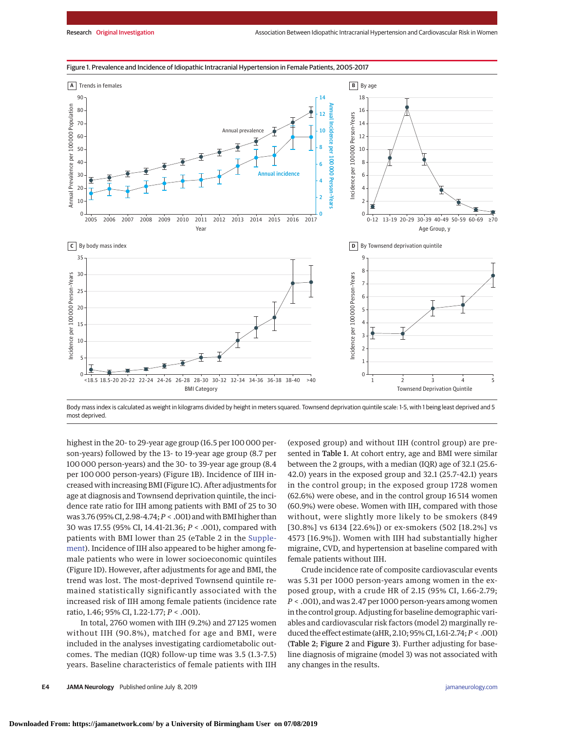Figure 1. Prevalence and Incidence of Idiopathic Intracranial Hypertension in Female Patients, 2005-2017

A Trends in females

Annual Prevalence per 100 000 Population

Annual Incidence per 100 000 Person-Years

Annual prevalence

Annual incidence

Year

2005 2006 2007 2008 2009 2010 2011 2012 2013 2014 2015 2016 2017

B By age

Incidence per 100 000 Person-Years

Age Group, y

0-12 13-19 20-29 30-39 40-49 50-59 60-69 ≥70

C By body mass index

Incidence per 100 000 Person-Years

BMI Category

<18.5 18.5-20 20-22 22-24 24-26 26-28 28-30 30-32 32-34 34-36 36-38 38-40 >40

D By Townsend deprivation quintile

Incidence per 100 000 Person-Years

Townsend Deprivation Quintile

1 2 3 4 5

Body mass index is calculated as weight in kilograms divided by height in meters squared. Townsend deprivation quintile scale: 1-5, with 1 being least deprived and 5 most deprived.

highest in the 20- to 29-year age group (16.5 per 100 000 person-years) followed by the 13- to 19-year age group (8.7 per 100 000 person-years) and the 30- to 39-year age group (8.4 per 100 000 person-years) (Figure 1B). Incidence of IIH increased with increasing BMI (Figure 1C). After adjustments for age at diagnosis and Townsend deprivation quintile, the incidence rate ratio for IIH among patients with BMI of 25 to 30 was 3.76 (95% CI, 2.98-4.74; $P < .001$) and with BMI higher than 30 was 17.55 (95% CI, 14.41-21.36; $P < .001$), compared with patients with BMI lower than 25 (eTable 2 in the Supplement). Incidence of IIH also appeared to be higher among female patients who were in lower socioeconomic quintiles (Figure 1D). However, after adjustments for age and BMI, the trend was lost. The most-deprived Townsend quintile remained statistically significantly associated with the increased risk of IIH among female patients (incidence rate ratio, 1.46; 95% CI, 1.22-1.77; $P < .001$).

In total, 2760 women with IIH (9.2%) and 27 125 women without IIH (90.8%), matched for age and BMI, were included in the analyses investigating cardiometabolic outcomes. The median (IQR) follow-up time was 3.5 (1.3-7.5) years. Baseline characteristics of female patients with IIH (exposed group) and without IIH (control group) are presented in **Table 1**. At cohort entry, age and BMI were similar between the 2 groups, with a median (IQR) age of 32.1 (25.6-42.0) years in the exposed group and 32.1 (25.7-42.1) years in the control group; in the exposed group 1728 women (62.6%) were obese, and in the control group 16 514 women (60.9%) were obese. Women with IIH, compared with those without, were slightly more likely to be smokers (849 [30.8%] vs 6134 [22.6%]) or ex-smokers (502 [18.2%] vs 4573 [16.9%]). Women with IIH had substantially higher migraine, CVD, and hypertension at baseline compared with female patients without IIH.

Crude incidence rate of composite cardiovascular events was 5.31 per 1000 person-years among women in the exposed group, with a crude HR of 2.15 (95% CI, 1.66-2.79; $P < .001$), and was 2.47 per 1000 person-years among women in the control group. Adjusting for baseline demographic variables and cardiovascular risk factors (model 2) marginally reduced the effect estimate (aHR, 2.10; 95% CI, 1.61-2.74; $P < .001$) (**Table 2**; **Figure 2** and **Figure 3**). Further adjusting for baseline diagnosis of migraine (model 3) was not associated with any changes in the results.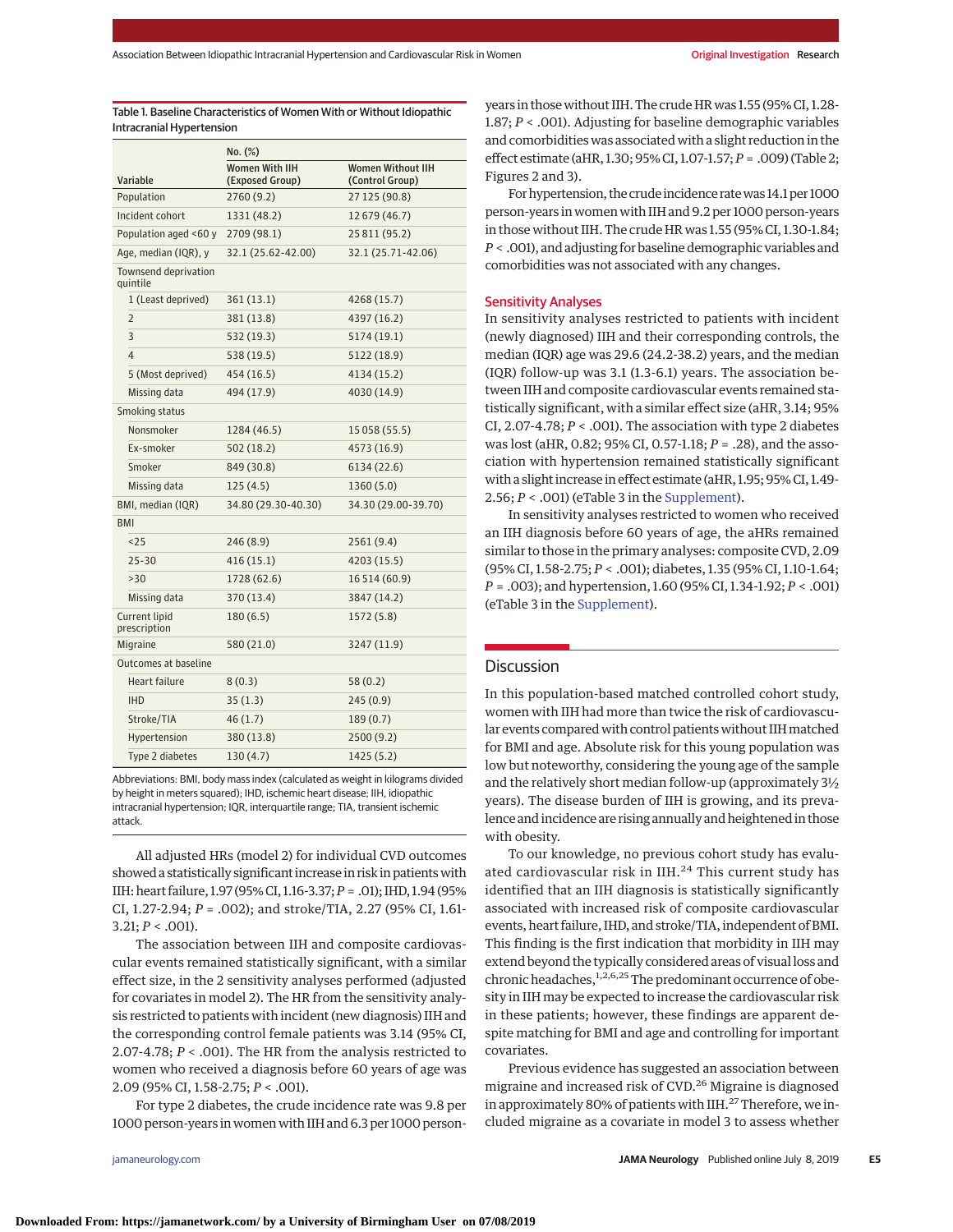Table 1. Baseline Characteristics of Women With or Without Idiopathic Intracranial Hypertension

| Variable | No. (%) | |
|---|---|---|
| | Women With IIH (Exposed Group) | Women Without IIH (Control Group) |
| Population | 2760 (9.2) | 27 125 (90.8) |
| Incident cohort | 1331 (48.2) | 12 679 (46.7) |
| Population aged <60 y | 2709 (98.1) | 25 811 (95.2) |
| Age, median (IQR), y | 32.1 (25.62-42.00) | 32.1 (25.71-42.06) |
| Townsend deprivation quintile | | |
| 1 (Least deprived) | 361 (13.1) | 4268 (15.7) |
| 2 | 381 (13.8) | 4397 (16.2) |
| 3 | 532 (19.3) | 5174 (19.1) |
| 4 | 538 (19.5) | 5122 (18.9) |
| 5 (Most deprived) | 454 (16.5) | 4134 (15.2) |
| Missing data | 494 (17.9) | 4030 (14.9) |
| Smoking status | | |
| Nonsmoker | 1284 (46.5) | 15 058 (55.5) |
| Ex-smoker | 502 (18.2) | 4573 (16.9) |
| Smoker | 849 (30.8) | 6134 (22.6) |
| Missing data | 125 (4.5) | 1360 (5.0) |
| BMI, median (IQR) | 34.80 (29.30-40.30) | 34.30 (29.00-39.70) |
| BMI | | |
| <25 | 246 (8.9) | 2561 (9.4) |
| 25-30 | 416 (15.1) | 4203 (15.5) |
| >30 | 1728 (62.6) | 16 514 (60.9) |
| Missing data | 370 (13.4) | 3847 (14.2) |
| Current lipid prescription | 180 (6.5) | 1572 (5.8) |
| Migraine | 580 (21.0) | 3247 (11.9) |
| Outcomes at baseline | | |
| Heart failure | 8 (0.3) | 58 (0.2) |
| IHD | 35 (1.3) | 245 (0.9) |
| Stroke/TIA | 46 (1.7) | 189 (0.7) |
| Hypertension | 380 (13.8) | 2500 (9.2) |
| Type 2 diabetes | 130 (4.7) | 1425 (5.2) |

Abbreviations: BMI, body mass index (calculated as weight in kilograms divided by height in meters squared); IHD, ischemic heart disease; IIH, idiopathic intracranial hypertension; IQR, interquartile range; TIA, transient ischemic attack.

All adjusted HRs (model 2) for individual CVD outcomes showed a statistically significant increase in risk in patients with IIH: heart failure, 1.97 (95% CI, 1.16-3.37; $P = .01$); IHD, 1.94 (95% CI, 1.27-2.94; $P = .002$); and stroke/TIA, 2.27 (95% CI, 1.61-3.21; $P < .001$).

The association between IIH and composite cardiovascular events remained statistically significant, with a similar effect size, in the 2 sensitivity analyses performed (adjusted for covariates in model 2). The HR from the sensitivity analysis restricted to patients with incident (new diagnosis) IIH and the corresponding control female patients was 3.14 (95% CI, 2.07-4.78; $P < .001$). The HR from the analysis restricted to women who received a diagnosis before 60 years of age was 2.09 (95% CI, 1.58-2.75; $P < .001$).

For type 2 diabetes, the crude incidence rate was 9.8 per 1000 person-years in women with IIH and 6.3 per 1000 person-years in those without IIH. The crude HR was 1.55 (95% CI, 1.28-1.87; $P < .001$). Adjusting for baseline demographic variables and comorbidities was associated with a slight reduction in the effect estimate (aHR, 1.30; 95% CI, 1.07-1.57; $P = .009$) (Table 2; Figures 2 and 3).

For hypertension, the crude incidence rate was 14.1 per 1000 person-years in women with IIH and 9.2 per 1000 person-years in those without IIH. The crude HR was 1.55 (95% CI, 1.30-1.84; $P < .001$), and adjusting for baseline demographic variables and comorbidities was not associated with any changes.

### Sensitivity Analyses

In sensitivity analyses restricted to patients with incident (newly diagnosed) IIH and their corresponding controls, the median (IQR) age was 29.6 (24.2-38.2) years, and the median (IQR) follow-up was 3.1 (1.3-6.1) years. The association between IIH and composite cardiovascular events remained statistically significant, with a similar effect size (aHR, 3.14; 95% CI, 2.07-4.78; $P < .001$). The association with type 2 diabetes was lost (aHR, 0.82; 95% CI, 0.57-1.18; $P = .28$), and the association with hypertension remained statistically significant with a slight increase in effect estimate (aHR, 1.95; 95% CI, 1.49-2.56; $P < .001$) (eTable 3 in the Supplement).

In sensitivity analyses restricted to women who received an IIH diagnosis before 60 years of age, the aHRs remained similar to those in the primary analyses: composite CVD, 2.09 (95% CI, 1.58-2.75; $P < .001$); diabetes, 1.35 (95% CI, 1.10-1.64; $P = .003$); and hypertension, 1.60 (95% CI, 1.34-1.92; $P < .001$) (eTable 3 in the Supplement).

## Discussion

In this population-based matched controlled cohort study, women with IIH had more than twice the risk of cardiovascular events compared with control patients without IIH matched for BMI and age. Absolute risk for this young population was low but noteworthy, considering the young age of the sample and the relatively short median follow-up (approximately 3½ years). The disease burden of IIH is growing, and its prevalence and incidence are rising annually and heightened in those with obesity.

To our knowledge, no previous cohort study has evaluated cardiovascular risk in IIH.[24] This current study has identified that an IIH diagnosis is statistically significantly associated with increased risk of composite cardiovascular events, heart failure, IHD, and stroke/TIA, independent of BMI. This finding is the first indication that morbidity in IIH may extend beyond the typically considered areas of visual loss and chronic headaches.[1,2,6,25] The predominant occurrence of obesity in IIH may be expected to increase the cardiovascular risk in these patients; however, these findings are apparent despite matching for BMI and age and controlling for important covariates.

Previous evidence has suggested an association between migraine and increased risk of CVD.[26] Migraine is diagnosed in approximately 80% of patients with IIH.[27] Therefore, we included migraine as a covariate in model 3 to assess whether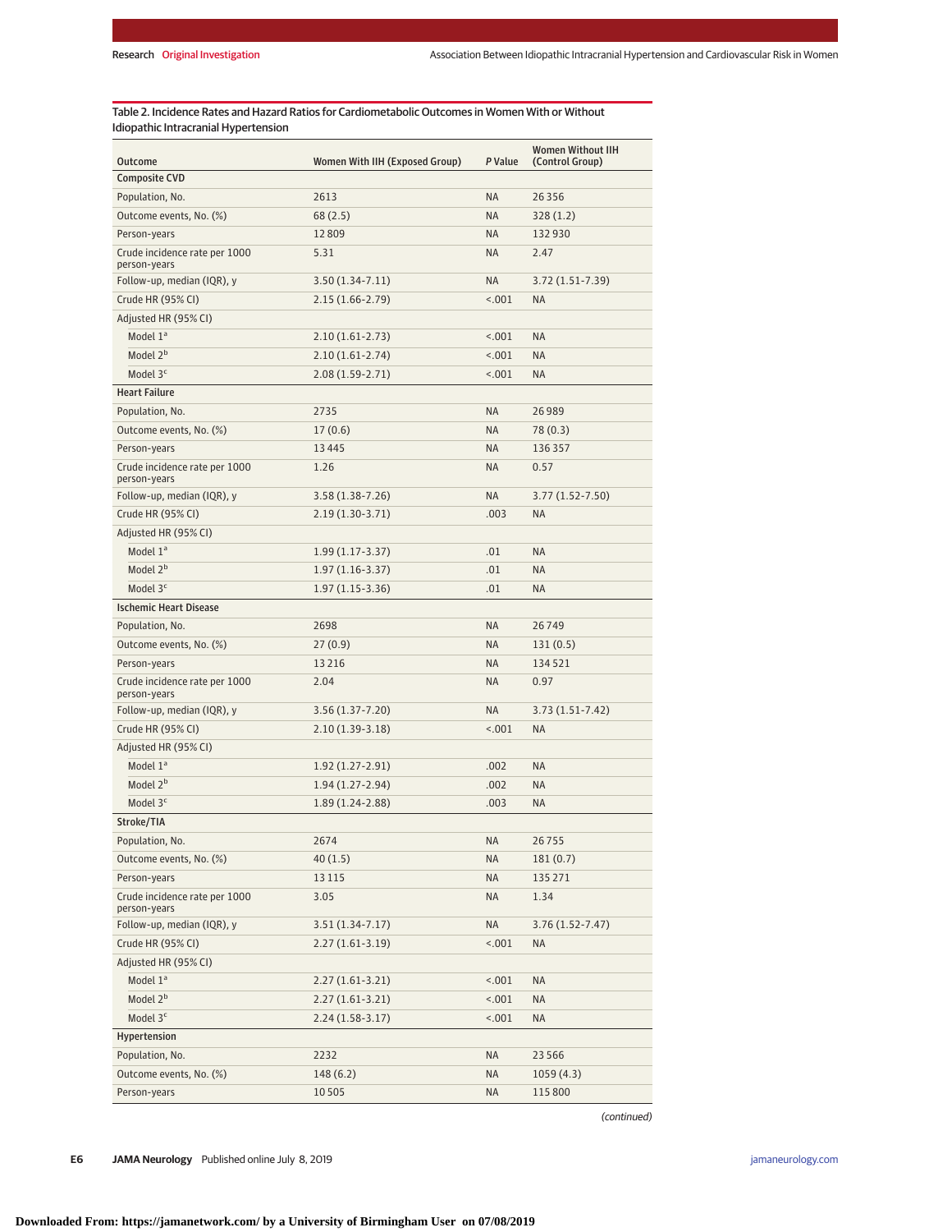Table 2. Incidence Rates and Hazard Ratios for Cardiometabolic Outcomes in Women With or Without Idiopathic Intracranial Hypertension

| Outcome | Women With IIH (Exposed Group) | *P* Value | Women Without IIH (Control Group) |
|---|---|---|---|
| **Composite CVD** | | | |
| Population, No. | 2613 | NA | 26 356 |
| Outcome events, No. (%) | 68 (2.5) | NA | 328 (1.2) |
| Person-years | 12 809 | NA | 132 930 |
| Crude incidence rate per 1000 person-years | 5.31 | NA | 2.47 |
| Follow-up, median (IQR), y | 3.50 (1.34-7.11) | NA | 3.72 (1.51-7.39) |
| Crude HR (95% CI) | 2.15 (1.66-2.79) | <.001 | NA |
| Adjusted HR (95% CI) | | | |
| Model 1[a] | 2.10 (1.61-2.73) | <.001 | NA |
| Model 2[b] | 2.10 (1.61-2.74) | <.001 | NA |
| Model 3[c] | 2.08 (1.59-2.71) | <.001 | NA |
| **Heart Failure** | | | |
| Population, No. | 2735 | NA | 26 989 |
| Outcome events, No. (%) | 17 (0.6) | NA | 78 (0.3) |
| Person-years | 13 445 | NA | 136 357 |
| Crude incidence rate per 1000 person-years | 1.26 | NA | 0.57 |
| Follow-up, median (IQR), y | 3.58 (1.38-7.26) | NA | 3.77 (1.52-7.50) |
| Crude HR (95% CI) | 2.19 (1.30-3.71) | .003 | NA |
| Adjusted HR (95% CI) | | | |
| Model 1[a] | 1.99 (1.17-3.37) | .01 | NA |
| Model 2[b] | 1.97 (1.16-3.37) | .01 | NA |
| Model 3[c] | 1.97 (1.15-3.36) | .01 | NA |
| **Ischemic Heart Disease** | | | |
| Population, No. | 2698 | NA | 26 749 |
| Outcome events, No. (%) | 27 (0.9) | NA | 131 (0.5) |
| Person-years | 13 216 | NA | 134 521 |
| Crude incidence rate per 1000 person-years | 2.04 | NA | 0.97 |
| Follow-up, median (IQR), y | 3.56 (1.37-7.20) | NA | 3.73 (1.51-7.42) |
| Crude HR (95% CI) | 2.10 (1.39-3.18) | <.001 | NA |
| Adjusted HR (95% CI) | | | |
| Model 1[a] | 1.92 (1.27-2.91) | .002 | NA |
| Model 2[b] | 1.94 (1.27-2.94) | .002 | NA |
| Model 3[c] | 1.89 (1.24-2.88) | .003 | NA |
| **Stroke/TIA** | | | |
| Population, No. | 2674 | NA | 26 755 |
| Outcome events, No. (%) | 40 (1.5) | NA | 181 (0.7) |
| Person-years | 13 115 | NA | 135 271 |
| Crude incidence rate per 1000 person-years | 3.05 | NA | 1.34 |
| Follow-up, median (IQR), y | 3.51 (1.34-7.17) | NA | 3.76 (1.52-7.47) |
| Crude HR (95% CI) | 2.27 (1.61-3.19) | <.001 | NA |
| Adjusted HR (95% CI) | | | |
| Model 1[a] | 2.27 (1.61-3.21) | <.001 | NA |
| Model 2[b] | 2.27 (1.61-3.21) | <.001 | NA |
| Model 3[c] | 2.24 (1.58-3.17) | <.001 | NA |
| **Hypertension** | | | |
| Population, No. | 2232 | NA | 23 566 |
| Outcome events, No. (%) | 148 (6.2) | NA | 1059 (4.3) |
| Person-years | 10 505 | NA | 115 800 |

(continued)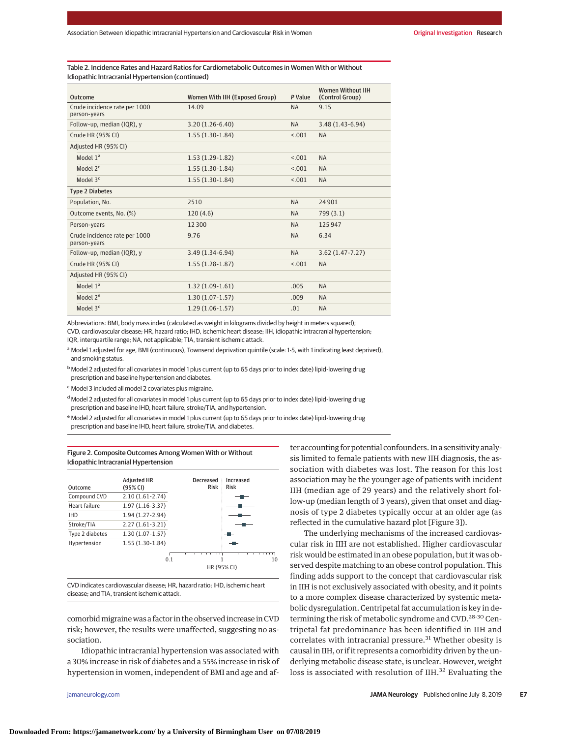Table 2. Incidence Rates and Hazard Ratios for Cardiometabolic Outcomes in Women With or Without Idiopathic Intracranial Hypertension (continued)

| Outcome | Women With IIH (Exposed Group) | *P* Value | Women Without IIH (Control Group) |
|---|---|---|---|
| Crude incidence rate per 1000 person-years | 14.09 | NA | 9.15 |
| Follow-up, median (IQR), y | 3.20 (1.26-6.40) | NA | 3.48 (1.43-6.94) |
| Crude HR (95% CI) | 1.55 (1.30-1.84) | <.001 | NA |
| Adjusted HR (95% CI) | | | |
| Model 1[a] | 1.53 (1.29-1.82) | <.001 | NA |
| Model 2[d] | 1.55 (1.30-1.84) | <.001 | NA |
| Model 3[c] | 1.55 (1.30-1.84) | <.001 | NA |
| **Type 2 Diabetes** | | | |
| Population, No. | 2510 | NA | 24 901 |
| Outcome events, No. (%) | 120 (4.6) | NA | 799 (3.1) |
| Person-years | 12 300 | NA | 125 947 |
| Crude incidence rate per 1000 person-years | 9.76 | NA | 6.34 |
| Follow-up, median (IQR), y | 3.49 (1.34-6.94) | NA | 3.62 (1.47-7.27) |
| Crude HR (95% CI) | 1.55 (1.28-1.87) | <.001 | NA |
| Adjusted HR (95% CI) | | | |
| Model 1[a] | 1.32 (1.09-1.61) | .005 | NA |
| Model 2[e] | 1.30 (1.07-1.57) | .009 | NA |
| Model 3[c] | 1.29 (1.06-1.57) | .01 | NA |

Abbreviations: BMI, body mass index (calculated as weight in kilograms divided by height in meters squared); CVD, cardiovascular disease; HR, hazard ratio; IHD, ischemic heart disease; IIH, idiopathic intracranial hypertension; IQR, interquartile range; NA, not applicable; TIA, transient ischemic attack.

[a] Model 1 adjusted for age, BMI (continuous), Townsend deprivation quintile (scale: 1-5, with 1 indicating least deprived), and smoking status.

[b] Model 2 adjusted for all covariates in model 1 plus current (up to 65 days prior to index date) lipid-lowering drug prescription and baseline hypertension and diabetes.

[c] Model 3 included all model 2 covariates plus migraine.

[d] Model 2 adjusted for all covariates in model 1 plus current (up to 65 days prior to index date) lipid-lowering drug prescription and baseline IHD, heart failure, stroke/TIA, and hypertension.

[e] Model 2 adjusted for all covariates in model 1 plus current (up to 65 days prior to index date) lipid-lowering drug prescription and baseline IHD, heart failure, stroke/TIA, and diabetes.

Figure 2. Composite Outcomes Among Women With or Without Idiopathic Intracranial Hypertension

Outcome | Adjusted HR (95% CI)
Compound CVD 2.10 (1.61-2.74)
Heart failure 1.97 (1.16-3.37)
IHD 1.94 (1.27-2.94)
Stroke/TIA 2.27 (1.61-3.21)
Type 2 diabetes 1.30 (1.07-1.57)
Hypertension 1.55 (1.30-1.84)

Decreased Risk | Increased Risk
0.1 1 10
HR (95% CI)

CVD indicates cardiovascular disease; HR, hazard ratio; IHD, ischemic heart disease; and TIA, transient ischemic attack.

comorbid migraine was a factor in the observed increase in CVD risk; however, the results were unaffected, suggesting no association.

Idiopathic intracranial hypertension was associated with a 30% increase in risk of diabetes and a 55% increase in risk of hypertension in women, independent of BMI and age and after accounting for potential confounders. In a sensitivity analysis limited to female patients with new IIH diagnosis, the association with diabetes was lost. The reason for this lost association may be the younger age of patients with incident IIH (median age of 29 years) and the relatively short follow-up (median length of 3 years), given that onset and diagnosis of type 2 diabetes typically occur at an older age (as reflected in the cumulative hazard plot [Figure 3]).

The underlying mechanisms of the increased cardiovascular risk in IIH are not established. Higher cardiovascular risk would be estimated in an obese population, but it was observed despite matching to an obese control population. This finding adds support to the concept that cardiovascular risk in IIH is not exclusively associated with obesity, and it points to a more complex disease characterized by systemic metabolic dysregulation. Centripetal fat accumulation is key in determining the risk of metabolic syndrome and CVD.[28-30] Centripetal fat predominance has been identified in IIH and correlates with intracranial pressure.[31] Whether obesity is causal in IIH, or if it represents a comorbidity driven by the underlying metabolic disease state, is unclear. However, weight loss is associated with resolution of IIH.[32] Evaluating the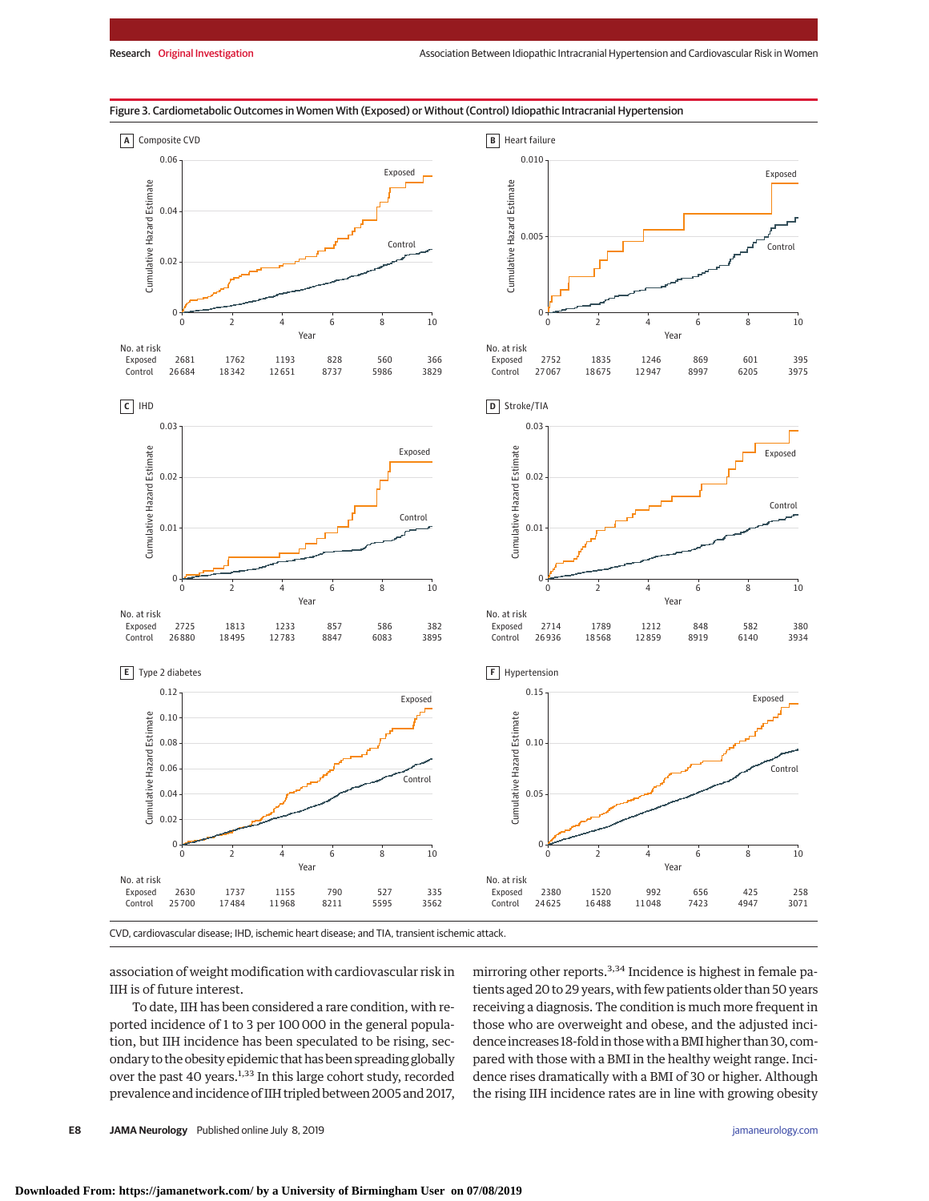Figure 3. Cardiometabolic Outcomes in Women With (Exposed) or Without (Control) Idiopathic Intracranial Hypertension

A Composite CVD

Cumulative Hazard Estimate

0.06
0.04
0.02
0

Exposed
Control

Year
0 2 4 6 8 10

No. at risk
Exposed 2681 1762 1193 828 560 366
Control 26684 18342 12651 8737 5986 3829

B Heart failure

Cumulative Hazard Estimate

0.010
0.005
0

Exposed
Control

Year
0 2 4 6 8 10

No. at risk
Exposed 2752 1835 1246 869 601 395
Control 27067 18675 12947 8997 6205 3975

C IHD

Cumulative Hazard Estimate

0.03
0.02
0.01
0

Exposed
Control

Year
0 2 4 6 8 10

No. at risk
Exposed 2725 1813 1233 857 586 382
Control 26880 18495 12783 8847 6083 3895

D Stroke/TIA

Cumulative Hazard Estimate

0.03
0.02
0.01
0

Exposed
Control

Year
0 2 4 6 8 10

No. at risk
Exposed 2714 1789 1212 848 582 380
Control 26936 18568 12859 8919 6140 3934

E Type 2 diabetes

Cumulative Hazard Estimate

0.12
0.10
0.08
0.06
0.04
0.02
0

Exposed
Control

Year
0 2 4 6 8 10

No. at risk
Exposed 2630 1737 1155 790 527 335
Control 25700 17484 11968 8211 5595 3562

F Hypertension

Cumulative Hazard Estimate

0.15
0.10
0.05
0

Exposed
Control

Year
0 2 4 6 8 10

No. at risk
Exposed 2380 1520 992 656 425 258
Control 24625 16488 11048 7423 4947 3071

CVD, cardiovascular disease; IHD, ischemic heart disease; and TIA, transient ischemic attack.

association of weight modification with cardiovascular risk in IIH is of future interest.

To date, IIH has been considered a rare condition, with reported incidence of 1 to 3 per 100 000 in the general population, but IIH incidence has been speculated to be rising, secondary to the obesity epidemic that has been spreading globally over the past 40 years.[1,33] In this large cohort study, recorded prevalence and incidence of IIH tripled between 2005 and 2017, mirroring other reports.[3,34] Incidence is highest in female patients aged 20 to 29 years, with few patients older than 50 years receiving a diagnosis. The condition is much more frequent in those who are overweight and obese, and the adjusted incidence increases 18-fold in those with a BMI higher than 30, compared with those with a BMI in the healthy weight range. Incidence rises dramatically with a BMI of 30 or higher. Although the rising IIH incidence rates are in line with growing obesity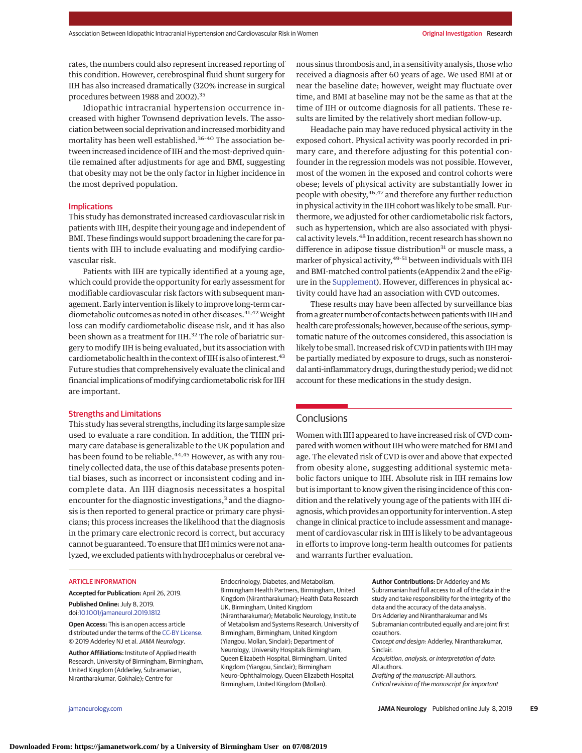rates, the numbers could also represent increased reporting of this condition. However, cerebrospinal fluid shunt surgery for IIH has also increased dramatically (320% increase in surgical procedures between 1988 and 2002).[35]

Idiopathic intracranial hypertension occurrence increased with higher Townsend deprivation levels. The association between social deprivation and increased morbidity and mortality has been well established.[36-40] The association between increased incidence of IIH and the most-deprived quintile remained after adjustments for age and BMI, suggesting that obesity may not be the only factor in higher incidence in the most deprived population.

### Implications

This study has demonstrated increased cardiovascular risk in patients with IIH, despite their young age and independent of BMI. These findings would support broadening the care for patients with IIH to include evaluating and modifying cardiovascular risk.

Patients with IIH are typically identified at a young age, which could provide the opportunity for early assessment for modifiable cardiovascular risk factors with subsequent management. Early intervention is likely to improve long-term cardiometabolic outcomes as noted in other diseases.[41,42] Weight loss can modify cardiometabolic disease risk, and it has also been shown as a treatment for IIH.[32] The role of bariatric surgery to modify IIH is being evaluated, but its association with cardiometabolic health in the context of IIH is also of interest.[43] Future studies that comprehensively evaluate the clinical and financial implications of modifying cardiometabolic risk for IIH are important.

### Strengths and Limitations

This study has several strengths, including its large sample size used to evaluate a rare condition. In addition, the THIN primary care database is generalizable to the UK population and has been found to be reliable.[44,45] However, as with any routinely collected data, the use of this database presents potential biases, such as incorrect or inconsistent coding and incomplete data. An IIH diagnosis necessitates a hospital encounter for the diagnostic investigations,[3] and the diagnosis is then reported to general practice or primary care physicians; this process increases the likelihood that the diagnosis in the primary care electronic record is correct, but accuracy cannot be guaranteed. To ensure that IIH mimics were not analyzed, we excluded patients with hydrocephalus or cerebral venous sinus thrombosis and, in a sensitivity analysis, those who received a diagnosis after 60 years of age. We used BMI at or near the baseline date; however, weight may fluctuate over time, and BMI at baseline may not be the same as that at the time of IIH or outcome diagnosis for all patients. These results are limited by the relatively short median follow-up.

Headache pain may have reduced physical activity in the exposed cohort. Physical activity was poorly recorded in primary care, and therefore adjusting for this potential confounder in the regression models was not possible. However, most of the women in the exposed and control cohorts were obese; levels of physical activity are substantially lower in people with obesity,[46,47] and therefore any further reduction in physical activity in the IIH cohort was likely to be small. Furthermore, we adjusted for other cardiometabolic risk factors, such as hypertension, which are also associated with physical activity levels.[48] In addition, recent research has shown no difference in adipose tissue distribution[31] or muscle mass, a marker of physical activity,[49-51] between individuals with IIH and BMI-matched control patients (eAppendix 2 and the eFigure in the Supplement). However, differences in physical activity could have had an association with CVD outcomes.

These results may have been affected by surveillance bias from a greater number of contacts between patients with IIH and health care professionals; however, because of the serious, symptomatic nature of the outcomes considered, this association is likely to be small. Increased risk of CVD in patients with IIH may be partially mediated by exposure to drugs, such as nonsteroidal anti-inflammatory drugs, during the study period; we did not account for these medications in the study design.

## Conclusions

Women with IIH appeared to have increased risk of CVD compared with women without IIH who were matched for BMI and age. The elevated risk of CVD is over and above that expected from obesity alone, suggesting additional systemic metabolic factors unique to IIH. Absolute risk in IIH remains low but is important to know given the rising incidence of this condition and the relatively young age of the patients with IIH diagnosis, which provides an opportunity for intervention. A step change in clinical practice to include assessment and management of cardiovascular risk in IIH is likely to be advantageous in efforts to improve long-term health outcomes for patients and warrants further evaluation.

ARTICLE INFORMATION

**Accepted for Publication:** April 26, 2019.

**Published Online:** July 8, 2019. doi:10.1001/jamaneurol.2019.1812

**Open Access:** This is an open access article distributed under the terms of the CC-BY License. © 2019 Adderley NJ et al. *JAMA Neurology*.

**Author Affiliations:** Institute of Applied Health Research, University of Birmingham, Birmingham, United Kingdom (Adderley, Subramanian, Nirantharakumar, Gokhale); Centre for Endocrinology, Diabetes, and Metabolism, Birmingham Health Partners, Birmingham, United Kingdom (Nirantharakumar); Health Data Research UK, Birmingham, United Kingdom (Nirantharakumar); Metabolic Neurology, Institute of Metabolism and Systems Research, University of Birmingham, Birmingham, United Kingdom (Yiangou, Mollan, Sinclair); Department of Neurology, University Hospitals Birmingham, Queen Elizabeth Hospital, Birmingham, United Kingdom (Yiangou, Sinclair); Birmingham Neuro-Ophthalmology, Queen Elizabeth Hospital, Birmingham, United Kingdom (Mollan).

**Author Contributions:** Dr Adderley and Ms Subramanian had full access to all of the data in the study and take responsibility for the integrity of the data and the accuracy of the data analysis. Drs Adderley and Nirantharakumar and Ms Subramanian contributed equally and are joint first coauthors.

*Concept and design:* Adderley, Nirantharakumar, Sinclair.

*Acquisition, analysis, or interpretation of data:* All authors.

*Drafting of the manuscript:* All authors.

*Critical revision of the manuscript for important*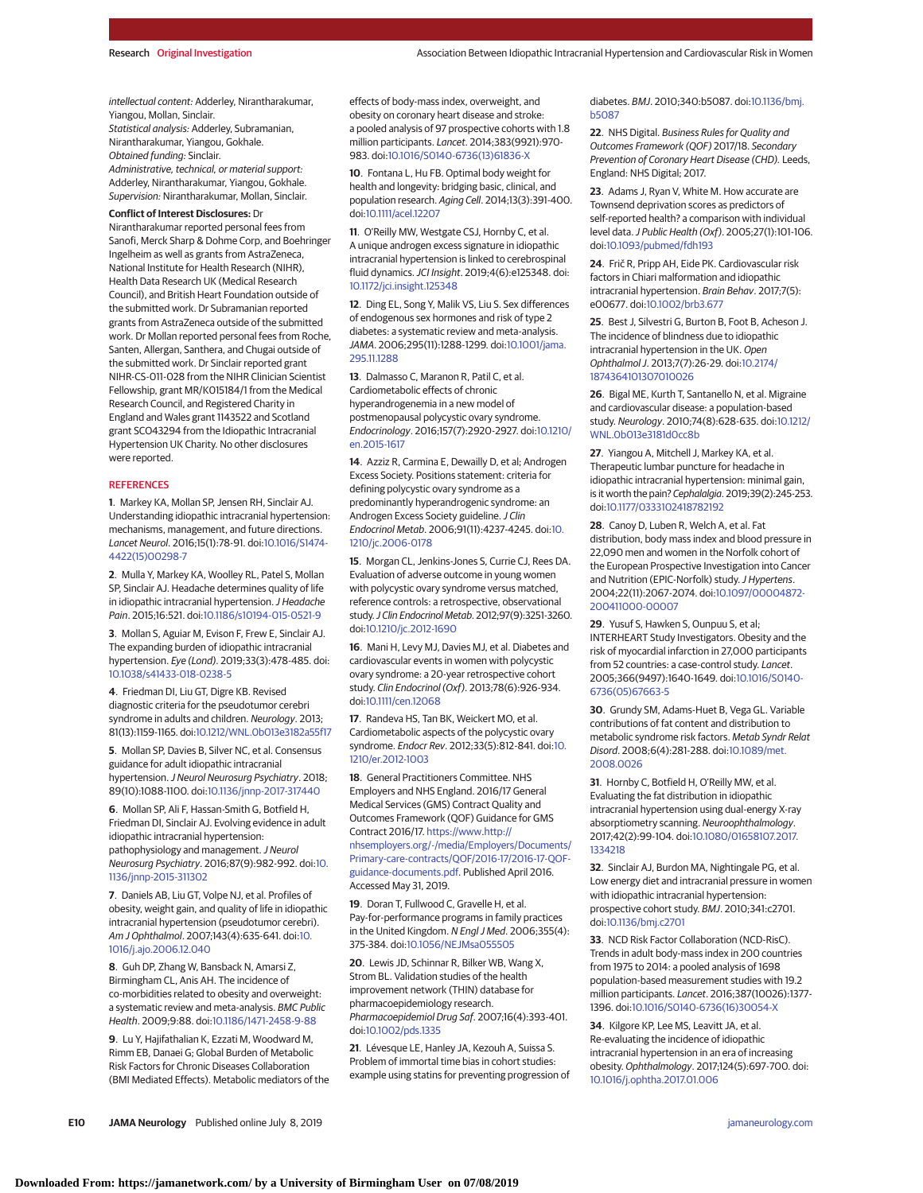*intellectual content:* Adderley, Nirantharakumar, Yiangou, Mollan, Sinclair.
*Statistical analysis:* Adderley, Subramanian, Nirantharakumar, Yiangou, Gokhale.
*Obtained funding:* Sinclair.
*Administrative, technical, or material support:* Adderley, Nirantharakumar, Yiangou, Gokhale.
*Supervision:* Nirantharakumar, Mollan, Sinclair.

**Conflict of Interest Disclosures:** Dr Nirantharakumar reported personal fees from Sanofi, Merck Sharp & Dohme Corp, and Boehringer Ingelheim as well as grants from AstraZeneca, National Institute for Health Research (NIHR), Health Data Research UK (Medical Research Council), and British Heart Foundation outside of the submitted work. Dr Subramanian reported grants from AstraZeneca outside of the submitted work. Dr Mollan reported personal fees from Roche, Santen, Allergan, Santhera, and Chugai outside of the submitted work. Dr Sinclair reported grant NIHR-CS-011-028 from the NIHR Clinician Scientist Fellowship, grant MR/K015184/1 from the Medical Research Council, and Registered Charity in England and Wales grant 1143522 and Scotland grant SCO43294 from the Idiopathic Intracranial Hypertension UK Charity. No other disclosures were reported.

## REFERENCES

1. Markey KA, Mollan SP, Jensen RH, Sinclair AJ. Understanding idiopathic intracranial hypertension: mechanisms, management, and future directions. *Lancet Neurol*. 2016;15(1):78-91. doi:10.1016/S1474-4422(15)00298-7

2. Mulla Y, Markey KA, Woolley RL, Patel S, Mollan SP, Sinclair AJ. Headache determines quality of life in idiopathic intracranial hypertension. *J Headache Pain*. 2015;16:521. doi:10.1186/s10194-015-0521-9

3. Mollan S, Aguiar M, Evison F, Frew E, Sinclair AJ. The expanding burden of idiopathic intracranial hypertension. *Eye (Lond)*. 2019;33(3):478-485. doi:10.1038/s41433-018-0238-5

4. Friedman DI, Liu GT, Digre KB. Revised diagnostic criteria for the pseudotumor cerebri syndrome in adults and children. *Neurology*. 2013;81(13):1159-1165. doi:10.1212/WNL.0b013e3182a55f17

5. Mollan SP, Davies B, Silver NC, et al. Consensus guidance for adult idiopathic intracranial hypertension. *J Neurol Neurosurg Psychiatry*. 2018;89(10):1088-1100. doi:10.1136/jnnp-2017-317440

6. Mollan SP, Ali F, Hassan-Smith G, Botfield H, Friedman DI, Sinclair AJ. Evolving evidence in adult idiopathic intracranial hypertension: pathophysiology and management. *J Neurol Neurosurg Psychiatry*. 2016;87(9):982-992. doi:10.1136/jnnp-2015-311302

7. Daniels AB, Liu GT, Volpe NJ, et al. Profiles of obesity, weight gain, and quality of life in idiopathic intracranial hypertension (pseudotumor cerebri). *Am J Ophthalmol*. 2007;143(4):635-641. doi:10.1016/j.ajo.2006.12.040

8. Guh DP, Zhang W, Bansback N, Amarsi Z, Birmingham CL, Anis AH. The incidence of co-morbidities related to obesity and overweight: a systematic review and meta-analysis. *BMC Public Health*. 2009;9:88. doi:10.1186/1471-2458-9-88

9. Lu Y, Hajifathalian K, Ezzati M, Woodward M, Rimm EB, Danaei G; Global Burden of Metabolic Risk Factors for Chronic Diseases Collaboration (BMI Mediated Effects). Metabolic mediators of the effects of body-mass index, overweight, and obesity on coronary heart disease and stroke: a pooled analysis of 97 prospective cohorts with 1.8 million participants. *Lancet*. 2014;383(9921):970-983. doi:10.1016/S0140-6736(13)61836-X

10. Fontana L, Hu FB. Optimal body weight for health and longevity: bridging basic, clinical, and population research. *Aging Cell*. 2014;13(3):391-400. doi:10.1111/acel.12207

11. O'Reilly MW, Westgate CSJ, Hornby C, et al. A unique androgen excess signature in idiopathic intracranial hypertension is linked to cerebrospinal fluid dynamics. *JCI Insight*. 2019;4(6):e125348. doi:10.1172/jci.insight.125348

12. Ding EL, Song Y, Malik VS, Liu S. Sex differences of endogenous sex hormones and risk of type 2 diabetes: a systematic review and meta-analysis. *JAMA*. 2006;295(11):1288-1299. doi:10.1001/jama.295.11.1288

13. Dalmasso C, Maranon R, Patil C, et al. Cardiometabolic effects of chronic hyperandrogenemia in a new model of postmenopausal polycystic ovary syndrome. *Endocrinology*. 2016;157(7):2920-2927. doi:10.1210/en.2015-1617

14. Azziz R, Carmina E, Dewailly D, et al; Androgen Excess Society. Positions statement: criteria for defining polycystic ovary syndrome as a predominantly hyperandrogenic syndrome: an Androgen Excess Society guideline. *J Clin Endocrinol Metab*. 2006;91(11):4237-4245. doi:10.1210/jc.2006-0178

15. Morgan CL, Jenkins-Jones S, Currie CJ, Rees DA. Evaluation of adverse outcome in young women with polycystic ovary syndrome versus matched, reference controls: a retrospective, observational study. *J Clin Endocrinol Metab*. 2012;97(9):3251-3260. doi:10.1210/jc.2012-1690

16. Mani H, Levy MJ, Davies MJ, et al. Diabetes and cardiovascular events in women with polycystic ovary syndrome: a 20-year retrospective cohort study. *Clin Endocrinol (Oxf)*. 2013;78(6):926-934. doi:10.1111/cen.12068

17. Randeva HS, Tan BK, Weickert MO, et al. Cardiometabolic aspects of the polycystic ovary syndrome. *Endocr Rev*. 2012;33(5):812-841. doi:10.1210/er.2012-1003

18. General Practitioners Committee. NHS Employers and NHS England. 2016/17 General Medical Services (GMS) Contract Quality and Outcomes Framework (QOF) Guidance for GMS Contract 2016/17. https://www.http://nhsemployers.org/-/media/Employers/Documents/Primary-care-contracts/QOF/2016-17/2016-17-QOF-guidance-documents.pdf. Published April 2016. Accessed May 31, 2019.

19. Doran T, Fullwood C, Gravelle H, et al. Pay-for-performance programs in family practices in the United Kingdom. *N Engl J Med*. 2006;355(4):375-384. doi:10.1056/NEJMsa055505

20. Lewis JD, Schinnar R, Bilker WB, Wang X, Strom BL. Validation studies of the health improvement network (THIN) database for pharmacoepidemiology research. *Pharmacoepidemiol Drug Saf*. 2007;16(4):393-401. doi:10.1002/pds.1335

21. Lévesque LE, Hanley JA, Kezouh A, Suissa S. Problem of immortal time bias in cohort studies: example using statins for preventing progression of diabetes. *BMJ*. 2010;340:b5087. doi:10.1136/bmj.b5087

22. NHS Digital. *Business Rules for Quality and Outcomes Framework (QOF) 2017/18. Secondary Prevention of Coronary Heart Disease (CHD)*. Leeds, England: NHS Digital; 2017.

23. Adams J, Ryan V, White M. How accurate are Townsend deprivation scores as predictors of self-reported health? a comparison with individual level data. *J Public Health (Oxf)*. 2005;27(1):101-106. doi:10.1093/pubmed/fdh193

24. Frič R, Pripp AH, Eide PK. Cardiovascular risk factors in Chiari malformation and idiopathic intracranial hypertension. *Brain Behav*. 2017;7(5):e00677. doi:10.1002/brb3.677

25. Best J, Silvestri G, Burton B, Foot B, Acheson J. The incidence of blindness due to idiopathic intracranial hypertension in the UK. *Open Ophthalmol J*. 2013;7(7):26-29. doi:10.2174/1874364101307010026

26. Bigal ME, Kurth T, Santanello N, et al. Migraine and cardiovascular disease: a population-based study. *Neurology*. 2010;74(8):628-635. doi:10.1212/WNL.0b013e3181d0cc8b

27. Yiangou A, Mitchell J, Markey KA, et al. Therapeutic lumbar puncture for headache in idiopathic intracranial hypertension: minimal gain, is it worth the pain? *Cephalalgia*. 2019;39(2):245-253. doi:10.1177/0333102418782192

28. Canoy D, Luben R, Welch A, et al. Fat distribution, body mass index and blood pressure in 22,090 men and women in the Norfolk cohort of the European Prospective Investigation into Cancer and Nutrition (EPIC-Norfolk) study. *J Hypertens*. 2004;22(11):2067-2074. doi:10.1097/00004872-200411000-00007

29. Yusuf S, Hawken S, Ounpuu S, et al; INTERHEART Study Investigators. Obesity and the risk of myocardial infarction in 27,000 participants from 52 countries: a case-control study. *Lancet*. 2005;366(9497):1640-1649. doi:10.1016/S0140-6736(05)67663-5

30. Grundy SM, Adams-Huet B, Vega GL. Variable contributions of fat content and distribution to metabolic syndrome risk factors. *Metab Syndr Relat Disord*. 2008;6(4):281-288. doi:10.1089/met.2008.0026

31. Hornby C, Botfield H, O'Reilly MW, et al. Evaluating the fat distribution in idiopathic intracranial hypertension using dual-energy X-ray absorptiometry scanning. *Neuroophthalmology*. 2017;42(2):99-104. doi:10.1080/01658107.2017.1334218

32. Sinclair AJ, Burdon MA, Nightingale PG, et al. Low energy diet and intracranial pressure in women with idiopathic intracranial hypertension: prospective cohort study. *BMJ*. 2010;341:c2701. doi:10.1136/bmj.c2701

33. NCD Risk Factor Collaboration (NCD-RisC). Trends in adult body-mass index in 200 countries from 1975 to 2014: a pooled analysis of 1698 population-based measurement studies with 19.2 million participants. *Lancet*. 2016;387(10026):1377-1396. doi:10.1016/S0140-6736(16)30054-X

34. Kilgore KP, Lee MS, Leavitt JA, et al. Re-evaluating the incidence of idiopathic intracranial hypertension in an era of increasing obesity. *Ophthalmology*. 2017;124(5):697-700. doi:10.1016/j.ophtha.2017.01.006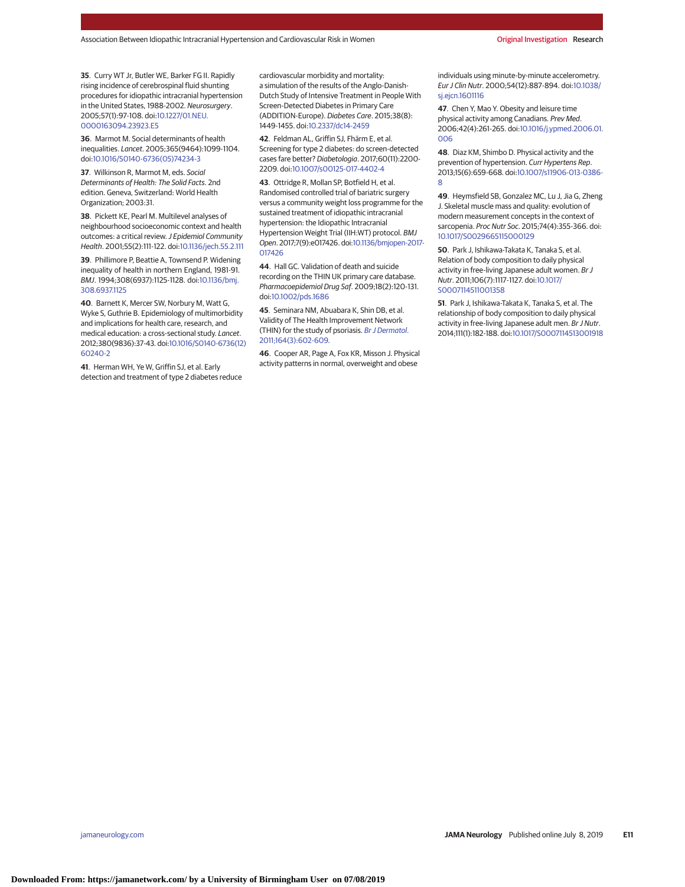35. Curry WT Jr, Butler WE, Barker FG II. Rapidly rising incidence of cerebrospinal fluid shunting procedures for idiopathic intracranial hypertension in the United States, 1988-2002. *Neurosurgery*. 2005;57(1):97-108. doi:10.1227/01.NEU.0000163094.23923.E5

36. Marmot M. Social determinants of health inequalities. *Lancet*. 2005;365(9464):1099-1104. doi:10.1016/S0140-6736(05)74234-3

37. Wilkinson R, Marmot M, eds. *Social Determinants of Health: The Solid Facts*. 2nd edition. Geneva, Switzerland: World Health Organization; 2003:31.

38. Pickett KE, Pearl M. Multilevel analyses of neighbourhood socioeconomic context and health outcomes: a critical review. *J Epidemiol Community Health*. 2001;55(2):111-122. doi:10.1136/jech.55.2.111

39. Phillimore P, Beattie A, Townsend P. Widening inequality of health in northern England, 1981-91. *BMJ*. 1994;308(6937):1125-1128. doi:10.1136/bmj.308.6937.1125

40. Barnett K, Mercer SW, Norbury M, Watt G, Wyke S, Guthrie B. Epidemiology of multimorbidity and implications for health care, research, and medical education: a cross-sectional study. *Lancet*. 2012;380(9836):37-43. doi:10.1016/S0140-6736(12)60240-2

41. Herman WH, Ye W, Griffin SJ, et al. Early detection and treatment of type 2 diabetes reduce cardiovascular morbidity and mortality: a simulation of the results of the Anglo-Danish-Dutch Study of Intensive Treatment in People With Screen-Detected Diabetes in Primary Care (ADDITION-Europe). *Diabetes Care*. 2015;38(8):1449-1455. doi:10.2337/dc14-2459

42. Feldman AL, Griffin SJ, Fhärm E, et al. Screening for type 2 diabetes: do screen-detected cases fare better? *Diabetologia*. 2017;60(11):2200-2209. doi:10.1007/s00125-017-4402-4

43. Ottridge R, Mollan SP, Botfield H, et al. Randomised controlled trial of bariatric surgery versus a community weight loss programme for the sustained treatment of idiopathic intracranial hypertension: the Idiopathic Intracranial Hypertension Weight Trial (IIH:WT) protocol. *BMJ Open*. 2017;7(9):e017426. doi:10.1136/bmjopen-2017-017426

44. Hall GC. Validation of death and suicide recording on the THIN UK primary care database. *Pharmacoepidemiol Drug Saf*. 2009;18(2):120-131. doi:10.1002/pds.1686

45. Seminara NM, Abuabara K, Shin DB, et al. Validity of The Health Improvement Network (THIN) for the study of psoriasis. *Br J Dermatol*. 2011;164(3):602-609.

46. Cooper AR, Page A, Fox KR, Misson J. Physical activity patterns in normal, overweight and obese individuals using minute-by-minute accelerometry. *Eur J Clin Nutr*. 2000;54(12):887-894. doi:10.1038/sj.ejcn.1601116

47. Chen Y, Mao Y. Obesity and leisure time physical activity among Canadians. *Prev Med*. 2006;42(4):261-265. doi:10.1016/j.ypmed.2006.01.006

48. Diaz KM, Shimbo D. Physical activity and the prevention of hypertension. *Curr Hypertens Rep*. 2013;15(6):659-668. doi:10.1007/s11906-013-0386-8

49. Heymsfield SB, Gonzalez MC, Lu J, Jia G, Zheng J. Skeletal muscle mass and quality: evolution of modern measurement concepts in the context of sarcopenia. *Proc Nutr Soc*. 2015;74(4):355-366. doi:10.1017/S0029665115000129

50. Park J, Ishikawa-Takata K, Tanaka S, et al. Relation of body composition to daily physical activity in free-living Japanese adult women. *Br J Nutr*. 2011;106(7):1117-1127. doi:10.1017/S0007114511001358

51. Park J, Ishikawa-Takata K, Tanaka S, et al. The relationship of body composition to daily physical activity in free-living Japanese adult men. *Br J Nutr*. 2014;111(1):182-188. doi:10.1017/S0007114513001918